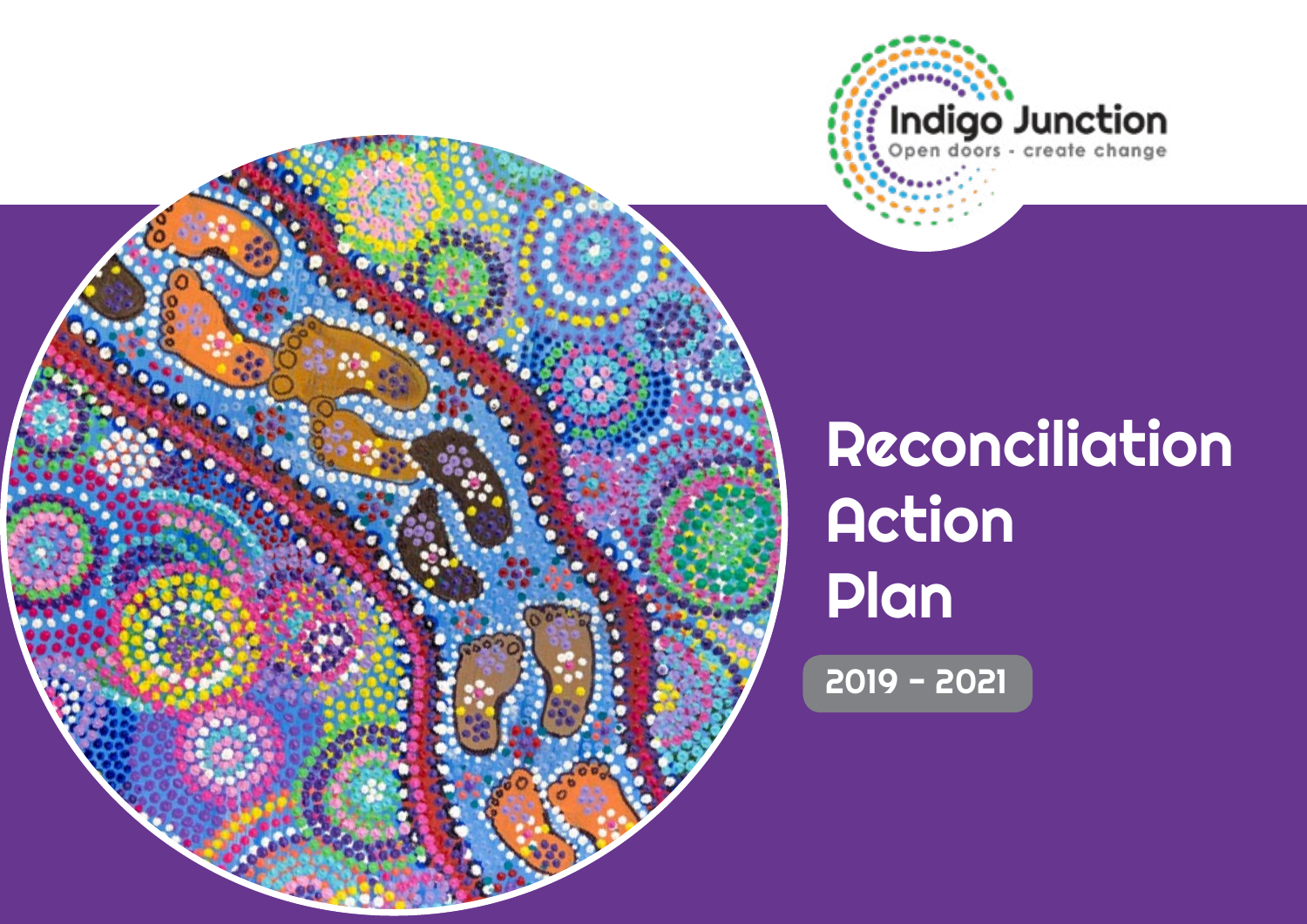Indigo Junction

Open doors - create change

# Reconciliation Action Plan

2019 - 2021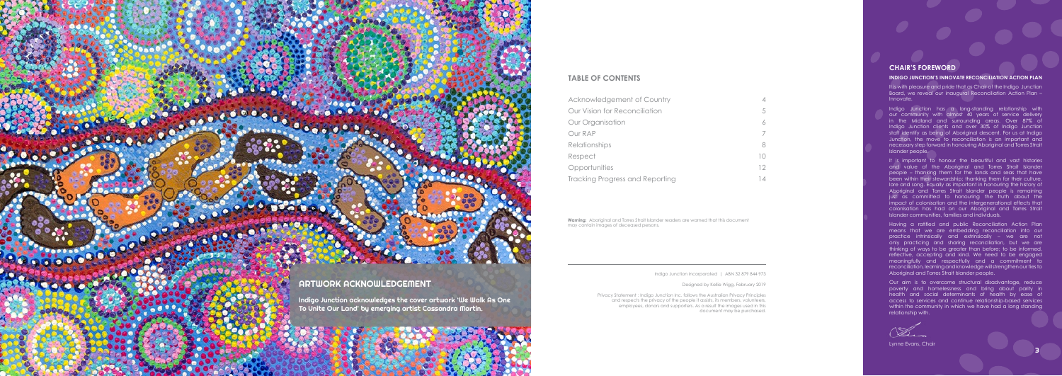## ARTWORK ACKNOWLEDGEMENT

Indigo Junction acknowledges the cover artwork 'We Walk As One To Unite Our Land' by emerging artist Cassandra Martin.

## TABLE OF CONTENTS

| | |
|---|---|
| Acknowledgement of Country | 4 |
| Our Vision for Reconciliation | 5 |
| Our Organisation | 6 |
| Our RAP | 7 |
| Relationships | 8 |
| Respect | 10 |
| Opportunities | 12 |
| Tracking Progress and Reporting | 14 |

**Warning:** Aboriginal and Torres Strait Islander readers are warned that this document may contain images of deceased persons.

Indigo Junction Incorporated | ABN 30 879 844 973

Designed by Kellie Wigg, February 2019

Privacy Statement : Indigo Junction Inc. follows the Australian Privacy Principles and respects the privacy of the people it assists, its members, volunteers, employees, donors and supporters. As a result the images used in this document may be purchased.

## CHAIR'S FOREWORD

### INDIGO JUNCTION'S INNOVATE RECONCILIATION ACTION PLAN

It is with pleasure and pride that as Chair of the Indigo Junction Board, we reveal our inaugural Reconciliation Action Plan – Innovate.

Indigo Junction has a long-standing relationship with our community with almost 40 years of service delivery in the Midland and surrounding areas. Over 87% of Indigo Junction clients and over 30% of Indigo Junction staff identify as being of Aboriginal descent. For us at Indigo Junction, the move to reconciliation is an important and necessary step forward in honouring Aboriginal and Torres Strait Islander people.

It is important to honour the beautiful and vast histories and value of the Aboriginal and Torres Strait Islander people – thanking them for the lands and seas that have been within their stewardship; thanking them for their culture, lore and song. Equally as important in honouring the history of Aboriginal and Torres Strait Islander people is remaining just as committed to honouring the truth about the impact of colonisation and the intergenerational effects that colonisation has had on our Aboriginal and Torres Strait Islander communities, families and individuals.

Having a ratified and public Reconciliation Action Plan means that we are embedding reconciliation into our practice intrinsically and extrinsically – we are not only practicing and sharing reconciliation, but we are thinking of ways to be greater than before; to be informed, reflective, accepting and kind. We need to be engaged meaningfully and respectfully and a commitment to reconciliation, learning and knowledge will strengthen our ties to Aboriginal and Torres Strait Islander people.

Our aim is to overcome structural disadvantage, reduce poverty and homelessness and bring about parity in health and social determinants of health by ease of access to services and continue relationship-based services within the community in which we have had a long standing relationship with.

Lynne Evans, Chair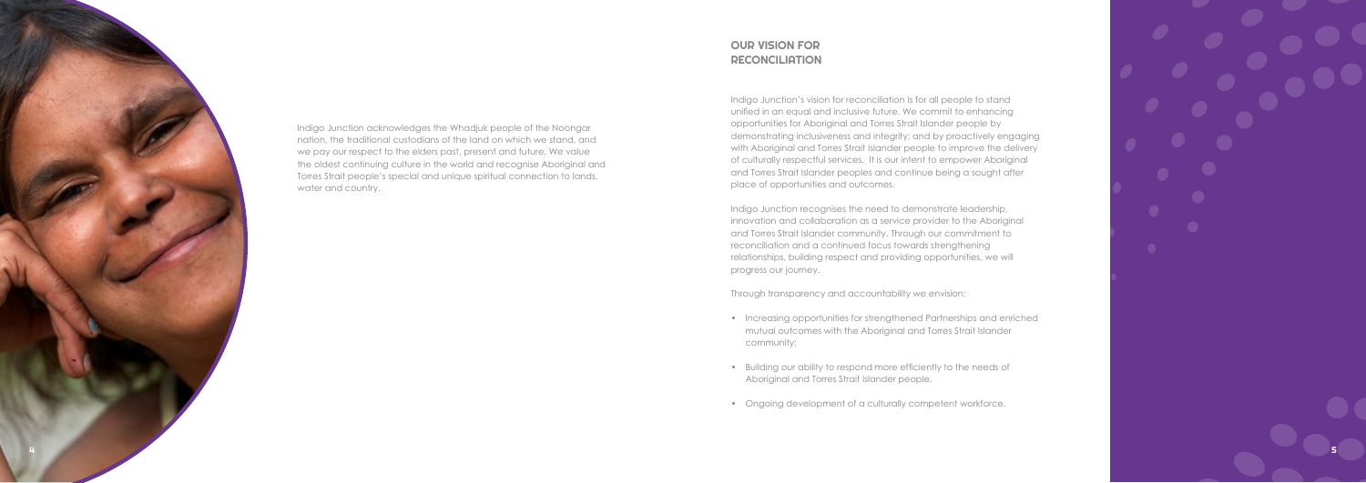Indigo Junction acknowledges the Whadjuk people of the Noongar nation, the traditional custodians of the land on which we stand, and we pay our respect to the elders past, present and future. We value the oldest continuing culture in the world and recognise Aboriginal and Torres Strait people's special and unique spiritual connection to lands, water and country.

## OUR VISION FOR RECONCILIATION

Indigo Junction's vision for reconciliation is for all people to stand unified in an equal and inclusive future. We commit to enhancing opportunities for Aboriginal and Torres Strait Islander people by demonstrating inclusiveness and integrity; and by proactively engaging with Aboriginal and Torres Strait Islander people to improve the delivery of culturally respectful services. It is our intent to empower Aboriginal and Torres Strait Islander peoples and continue being a sought after place of opportunities and outcomes.

Indigo Junction recognises the need to demonstrate leadership, innovation and collaboration as a service provider to the Aboriginal and Torres Strait Islander community. Through our commitment to reconciliation and a continued focus towards strengthening relationships, building respect and providing opportunities, we will progress our journey.

Through transparency and accountability we envision:

- Increasing opportunities for strengthened Partnerships and enriched mutual outcomes with the Aboriginal and Torres Strait Islander community;
- Building our ability to respond more efficiently to the needs of Aboriginal and Torres Strait Islander people.
- Ongoing development of a culturally competent workforce.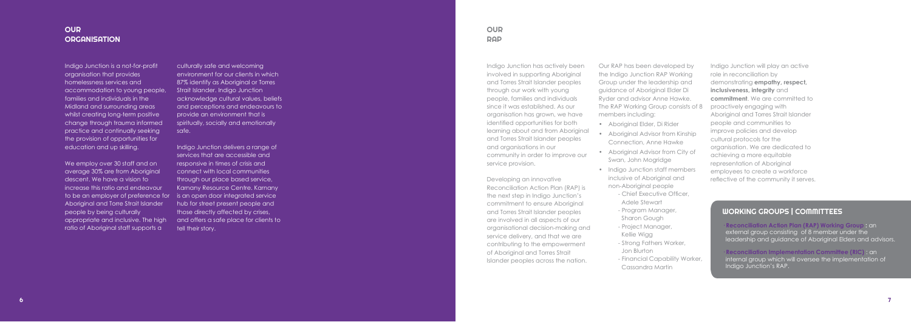## OUR ORGANISATION

Indigo Junction is a not-for-profit organisation that provides homelessness services and accommodation to young people, families and individuals in the Midland and surrounding areas whilst creating long-term positive change through trauma informed practice and continually seeking the provision of opportunities for education and up skilling.

We employ over 30 staff and on average 30% are from Aboriginal descent. We have a vision to increase this ratio and endeavour to be an employer of preference for Aboriginal and Torre Strait Islander people by being culturally appropriate and inclusive. The high ratio of Aboriginal staff supports a culturally safe and welcoming environment for our clients in which 87% identify as Aboriginal or Torres Strait Islander. Indigo Junction acknowledge cultural values, beliefs and perceptions and endeavours to provide an environment that is spiritually, socially and emotionally safe.

Indigo Junction delivers a range of services that are accessible and responsive in times of crisis and connect with local communities through our place based service, Karnany Resource Centre. Karnany is an open door integrated service hub for street present people and those directly affected by crises, and offers a safe place for clients to tell their story.

## OUR RAP

Indigo Junction has actively been involved in supporting Aboriginal and Torres Strait Islander peoples through our work with young people, families and individuals since it was established. As our organisation has grown, we have identified opportunities for both learning about and from Aboriginal and Torres Strait Islander peoples and organisations in our community in order to improve our service provision.

Developing an innovative Reconciliation Action Plan (RAP) is the next step in Indigo Junction's commitment to ensure Aboriginal and Torres Strait Islander peoples are involved in all aspects of our organisational decision-making and service delivery, and that we are contributing to the empowerment of Aboriginal and Torres Strait Islander peoples across the nation.

Our RAP has been developed by the Indigo Junction RAP Working Group under the leadership and guidance of Aboriginal Elder Di Ryder and advisor Anne Hawke. The RAP Working Group consists of 8 members including:

- Aboriginal Elder, Di Rider
- Aboriginal Advisor from Kinship Connection, Anne Hawke
- Aboriginal Advisor from City of Swan, John Mogridge
- Indigo Junction staff members inclusive of Aboriginal and non-Aboriginal people
  - Chief Executive Officer, Adele Stewart
  - Program Manager, Sharon Gough
  - Project Manager, Kellie Wigg
  - Strong Fathers Worker, Jon Blurton
  - Financial Capability Worker, Cassandra Martin

Indigo Junction will play an active role in reconciliation by demonstrating **empathy, respect, inclusiveness, integrity** and **commitment**. We are committed to proactively engaging with Aboriginal and Torres Strait Islander people and communities to improve policies and develop cultural protocols for the organisation. We are dedicated to achieving a more equitable representation of Aboriginal employees to create a workforce reflective of the community it serves.

### WORKING GROUPS | COMMITTEES

**Reconciliation Action Plan (RAP) Working Group**: an external group consisting of 8 member under the leadership and guidance of Aboriginal Elders and advisors.

**Reconciliation Implementation Committee (RIC)**: an internal group which will oversee the implementation of Indigo Junction's RAP.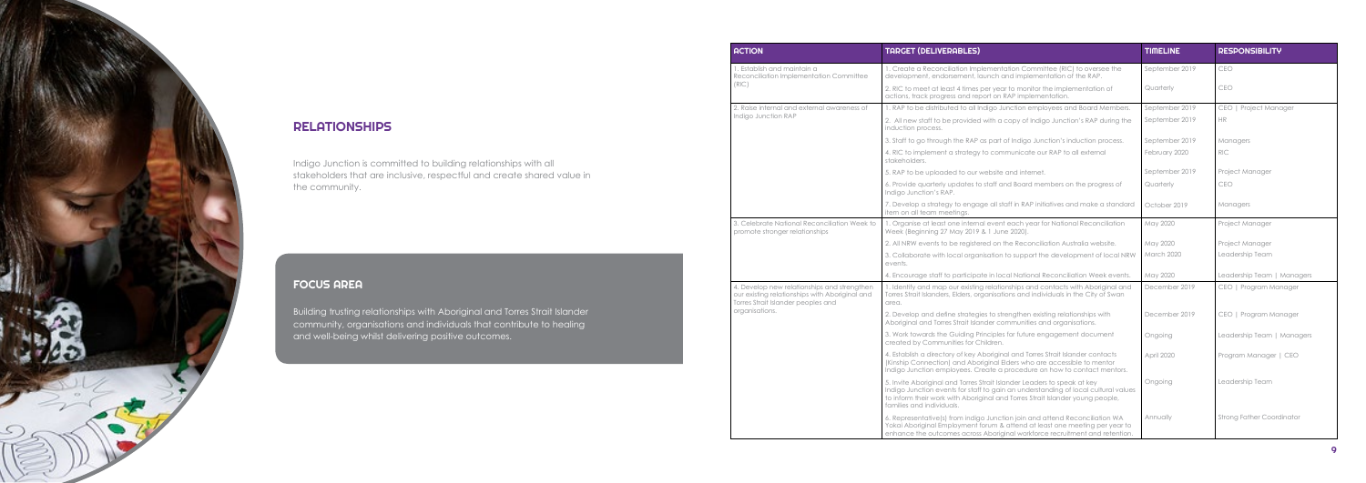## RELATIONSHIPS

Indigo Junction is committed to building relationships with all stakeholders that are inclusive, respectful and create shared value in the community.

## FOCUS AREA

Building trusting relationships with Aboriginal and Torres Strait Islander community, organisations and individuals that contribute to healing and well-being whilst delivering positive outcomes.

| ACTION | TARGET (DELIVERABLES) | TIMELINE | RESPONSIBILITY |
| --- | --- | --- | --- |
| 1. Establish and maintain a Reconciliation Implementation Committee (RIC) | 1. Create a Reconciliation Implementation Committee (RIC) to oversee the development, endorsement, launch and implementation of the RAP. | September 2019 | CEO |
| | 2. RIC to meet at least 4 times per year to monitor the implementation of actions, track progress and report on RAP implementation. | Quarterly | CEO |
| 2. Raise internal and external awareness of Indigo Junction RAP | 1. RAP to be distributed to all Indigo Junction employees and Board Members. | September 2019 | CEO \| Project Manager |
| | 2. All new staff to be provided with a copy of Indigo Junction's RAP during the induction process. | September 2019 | HR |
| | 3. Staff to go through the RAP as part of Indigo Junction's induction process. | September 2019 | Managers |
| | 4. RIC to implement a strategy to communicate our RAP to all external stakeholders. | February 2020 | RIC |
| | 5. RAP to be uploaded to our website and internet. | September 2019 | Project Manager |
| | 6. Provide quarterly updates to staff and Board members on the progress of Indigo Junction's RAP. | Quarterly | CEO |
| | 7. Develop a strategy to engage all staff in RAP initiatives and make a standard item on all team meetings. | October 2019 | Managers |
| 3. Celebrate National Reconciliation Week to promote stronger relationships | 1. Organise at least one internal event each year for National Reconciliation Week (Beginning 27 May 2019 & 1 June 2020). | May 2020 | Project Manager |
| | 2. All NRW events to be registered on the Reconciliation Australia website. | May 2020 | Project Manager |
| | 3. Collaborate with local organisation to support the development of local NRW events. | March 2020 | Leadership Team |
| | 4. Encourage staff to participate in local National Reconciliation Week events. | May 2020 | Leadership Team \| Managers |
| 4. Develop new relationships and strengthen our existing relationships with Aboriginal and Torres Strait Islander peoples and organisations. | 1. Identify and map our existing relationships and contacts with Aboriginal and Torres Strait Islanders, Elders, organisations and individuals in the City of Swan area. | December 2019 | CEO \| Program Manager |
| | 2. Develop and define strategies to strengthen existing relationships with Aboriginal and Torres Strait Islander communities and organisations. | December 2019 | CEO \| Program Manager |
| | 3. Work towards the Guiding Principles for future engagement document created by Communities for Children. | Ongoing | Leadership Team \| Managers |
| | 4. Establish a directory of key Aboriginal and Torres Strait Islander contacts (Kinship Connection) and Aboriginal Elders who are accessible to mentor Indigo Junction employees. Create a procedure on how to contact mentors. | April 2020 | Program Manager \| CEO |
| | 5. Invite Aboriginal and Torres Strait Islander Leaders to speak at key Indigo Junction events for staff to gain an understanding of local cultural values to inform their work with Aboriginal and Torres Strait Islander young people, families and individuals. | Ongoing | Leadership Team |
| | 6. Representative(s) from Indigo Junction join and attend Reconciliation WA Yokai Aboriginal Employment forum & attend at least one meeting per year to enhance the outcomes across Aboriginal workforce recruitment and retention. | Annually | Strong Father Coordinator |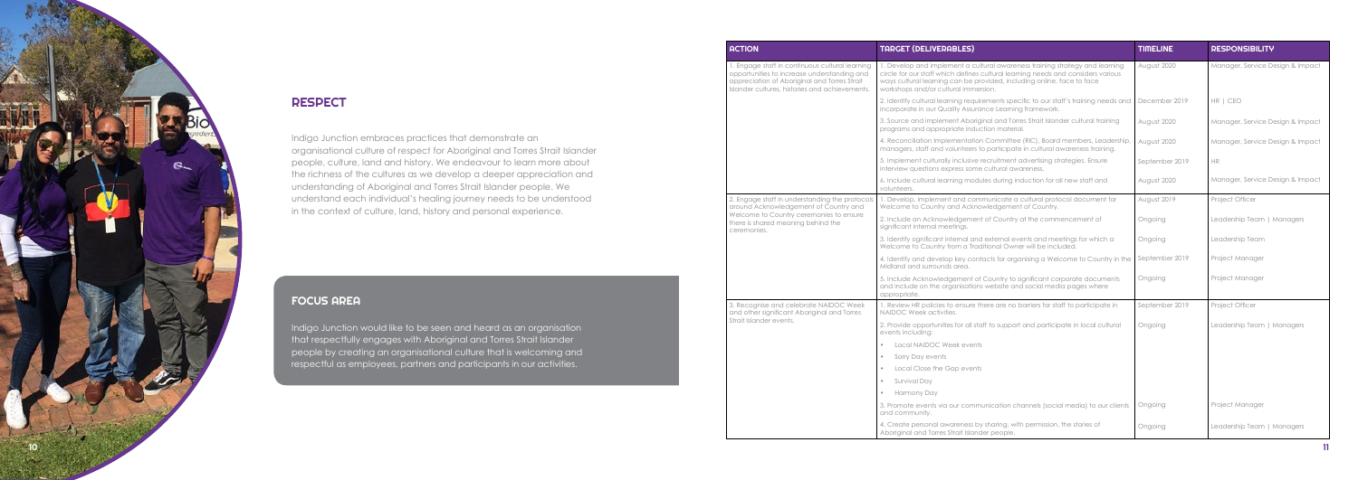## RESPECT

Indigo Junction embraces practices that demonstrate an organisational culture of respect for Aboriginal and Torres Strait Islander people, culture, land and history. We endeavour to learn more about the richness of the cultures as we develop a deeper appreciation and understanding of Aboriginal and Torres Strait Islander people. We understand each individual's healing journey needs to be understood in the context of culture, land, history and personal experience.

## FOCUS AREA

Indigo Junction would like to be seen and heard as an organisation that respectfully engages with Aboriginal and Torres Strait Islander people by creating an organisational culture that is welcoming and respectful as employees, partners and participants in our activities.

| ACTION | TARGET (DELIVERABLES) | TIMELINE | RESPONSIBILITY |
|---|---|---|---|
| 1. Engage staff in continuous cultural learning opportunities to increase understanding and appreciation of Aboriginal and Torres Strait Islander cultures, histories and achievements. | 1. Develop and implement a cultural awareness training strategy and learning circle for our staff which defines cultural learning needs and considers various ways cultural learning can be provided, including online, face to face workshops and/or cultural immersion. | August 2020 | Manager, Service Design & Impact |
| | 2. Identify cultural learning requirements specific to our staff's training needs and incorporate in our Quality Assurance Learning framework. | December 2019 | HR \| CEO |
| | 3. Source and implement Aboriginal and Torres Strait Islander cultural training programs and appropriate induction material. | August 2020 | Manager, Service Design & Impact |
| | 4. Reconciliation Implementation Committee (RIC), Board members, Leadership, managers, staff and volunteers to participate in cultural awareness training. | August 2020 | Manager, Service Design & Impact |
| | 5. Implement culturally inclusive recruitment advertising strategies. Ensure interview questions express some cultural awareness. | September 2019 | HR |
| | 6. Include cultural learning modules during induction for all new staff and volunteers. | August 2020 | Manager, Service Design & Impact |
| 2. Engage staff in understanding the protocols around Acknowledgement of Country and Welcome to Country ceremonies to ensure there is shared meaning behind the ceremonies. | 1. Develop, implement and communicate a cultural protocol document for Welcome to Country and Acknowledgement of Country. | August 2019 | Project Officer |
| | 2. Include an Acknowledgement of Country at the commencement of significant internal meetings. | Ongoing | Leadership Team \| Managers |
| | 3. Identify significant internal and external events and meetings for which a Welcome to Country from a Traditional Owner will be included. | Ongoing | Leadership Team |
| | 4. Identify and develop key contacts for organising a Welcome to Country in the Midland and surrounds area. | September 2019 | Project Manager |
| | 5. Include Acknowledgement of Country to significant corporate documents and include on the organisations website and social media pages where appropriate. | Ongoing | Project Manager |
| 3. Recognise and celebrate NAIDOC Week and other significant Aboriginal and Torres Strait Islander events. | 1. Review HR policies to ensure there are no barriers for staff to participate in NAIDOC Week activities. | September 2019 | Project Officer |
| | 2. Provide opportunities for all staff to support and participate in local cultural events including:<br>• Local NAIDOC Week events<br>• Sorry Day events<br>• Local Close the Gap events<br>• Survival Day<br>• Harmony Day | Ongoing | Leadership Team \| Managers |
| | 3. Promote events via our communication channels (social media) to our clients and community. | Ongoing | Project Manager |
| | 4. Create personal awareness by sharing, with permission, the stories of Aboriginal and Torres Strait Islander people. | Ongoing | Leadership Team \| Managers |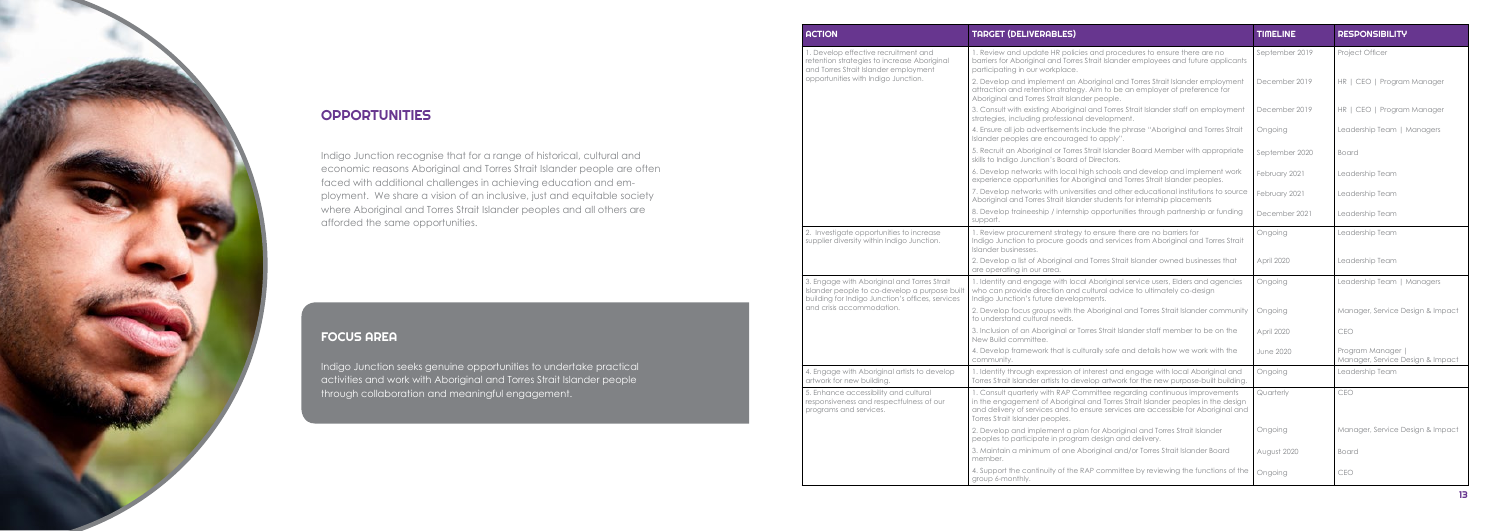## OPPORTUNITIES

Indigo Junction recognise that for a range of historical, cultural and economic reasons Aboriginal and Torres Strait Islander people are often faced with additional challenges in achieving education and employment. We share a vision of an inclusive, just and equitable society where Aboriginal and Torres Strait Islander peoples and all others are afforded the same opportunities.

## FOCUS AREA

Indigo Junction seeks genuine opportunities to undertake practical activities and work with Aboriginal and Torres Strait Islander people through collaboration and meaningful engagement.

| ACTION | TARGET (DELIVERABLES) | TIMELINE | RESPONSIBILITY |
| --- | --- | --- | --- |
| 1. Develop effective recruitment and retention strategies to increase Aboriginal and Torres Strait Islander employment opportunities with Indigo Junction. | 1. Review and update HR policies and procedures to ensure there are no barriers for Aboriginal and Torres Strait Islander employees and future applicants participating in our workplace. | September 2019 | Project Officer |
| | 2. Develop and implement an Aboriginal and Torres Strait Islander employment attraction and retention strategy. Aim to be an employer of preference for Aboriginal and Torres Strait Islander people. | December 2019 | HR \| CEO \| Program Manager |
| | 3. Consult with existing Aboriginal and Torres Strait Islander staff on employment strategies, including professional development. | December 2019 | HR \| CEO \| Program Manager |
| | 4. Ensure all job advertisements include the phrase "Aboriginal and Torres Strait Islander peoples are encouraged to apply". | Ongoing | Leadership Team \| Managers |
| | 5. Recruit an Aboriginal or Torres Strait Islander Board Member with appropriate skills to Indigo Junction's Board of Directors. | September 2020 | Board |
| | 6. Develop networks with local high schools and develop and implement work experience opportunities for Aboriginal and Torres Strait Islander peoples. | February 2021 | Leadership Team |
| | 7. Develop networks with universities and other educational institutions to source Aboriginal and Torres Strait Islander students for internship placements | February 2021 | Leadership Team |
| | 8. Develop traineeship / internship opportunities through partnership or funding support. | December 2021 | Leadership Team |
| 2. Investigate opportunities to increase supplier diversity within Indigo Junction. | 1. Review procurement strategy to ensure there are no barriers for Indigo Junction to procure goods and services from Aboriginal and Torres Strait Islander businesses. | Ongoing | Leadership Team |
| | 2. Develop a list of Aboriginal and Torres Strait Islander owned businesses that are operating in our area. | April 2020 | Leadership Team |
| 3. Engage with Aboriginal and Torres Strait Islander people to co-develop a purpose built building for Indigo Junction's offices, services and crisis accommodation. | 1. Identify and engage with local Aboriginal service users, Elders and agencies who can provide direction and cultural advice to ultimately co-design Indigo Junction's future developments. | Ongoing | Leadership Team \| Managers |
| | 2. Develop focus groups with the Aboriginal and Torres Strait Islander community to understand cultural needs. | Ongoing | Manager, Service Design & Impact |
| | 3. Inclusion of an Aboriginal or Torres Strait Islander staff member to be on the New Build committee. | April 2020 | CEO |
| | 4. Develop framework that is culturally safe and details how we work with the community. | June 2020 | Program Manager \| Manager, Service Design & Impact |
| 4. Engage with Aboriginal artists to develop artwork for new building. | 1. Identify through expression of interest and engage with local Aboriginal and Torres Strait Islander artists to develop artwork for the new purpose-built building. | Ongoing | Leadership Team |
| 5. Enhance accessibility and cultural responsiveness and respectfulness of our programs and services. | 1. Consult quarterly with RAP Committee regarding continuous improvements in the engagement of Aboriginal and Torres Strait Islander peoples in the design and delivery of services and to ensure services are accessible for Aboriginal and Torres Strait Islander peoples. | Quarterly | CEO |
| | 2. Develop and implement a plan for Aboriginal and Torres Strait Islander peoples to participate in program design and delivery. | Ongoing | Manager, Service Design & Impact |
| | 3. Maintain a minimum of one Aboriginal and/or Torres Strait Islander Board member. | August 2020 | Board |
| | 4. Support the continuity of the RAP committee by reviewing the functions of the group 6-monthly. | Ongoing | CEO |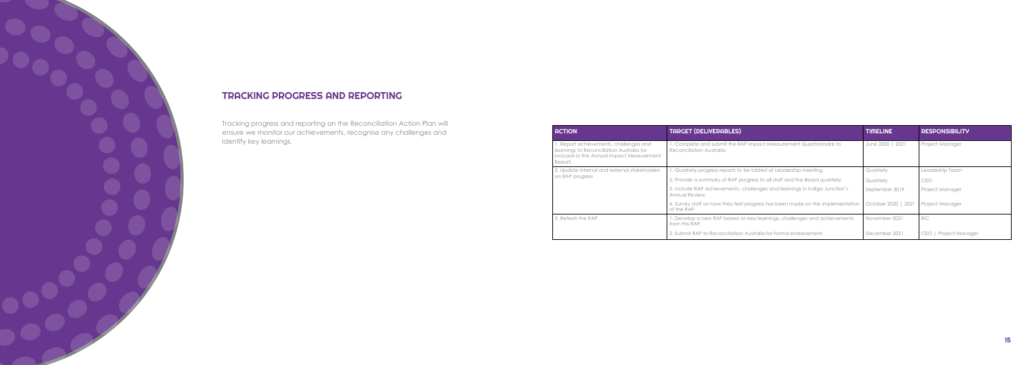## TRACKING PROGRESS AND REPORTING

Tracking progress and reporting on the Reconciliation Action Plan will ensure we monitor our achievements, recognise any challenges and identify key learnings.

| ACTION | TARGET (DELIVERABLES) | TIMELINE | RESPONSIBILITY |
|---|---|---|---|
| 1. Report achievements, challenges and learnings to Reconciliation Australia for inclusion in the Annual Impact Measurement Report. | 1. Complete and submit the RAP Impact Measurement Questionnaire to Reconciliation Australia. | June 2020 \| 2021 | Project Manager |
| 2. Update internal and external stakeholders on RAP progress | 1. Quarterly progress reports to be tabled at Leadership meeting. | Quarterly | Leadership Team |
| | 2. Provide a summary of RAP progress to all staff and the Board quarterly. | Quarterly | CEO |
| | 3. Include RAP achievements, challenges and learnings in Indigo Junction's Annual Review. | September 2019 | Project Manager |
| | 4. Survey staff on how they feel progress has been made on the implementation of the RAP. | October 2020 \| 2021 | Project Manager |
| 3. Refresh the RAP | 1. Develop a new RAP based on key learnings, challenges and achievements from this RAP. | November 2021 | RIC |
| | 2. Submit RAP to Reconciliation Australia for formal endorsement. | December 2021 | CEO \| Project Manager |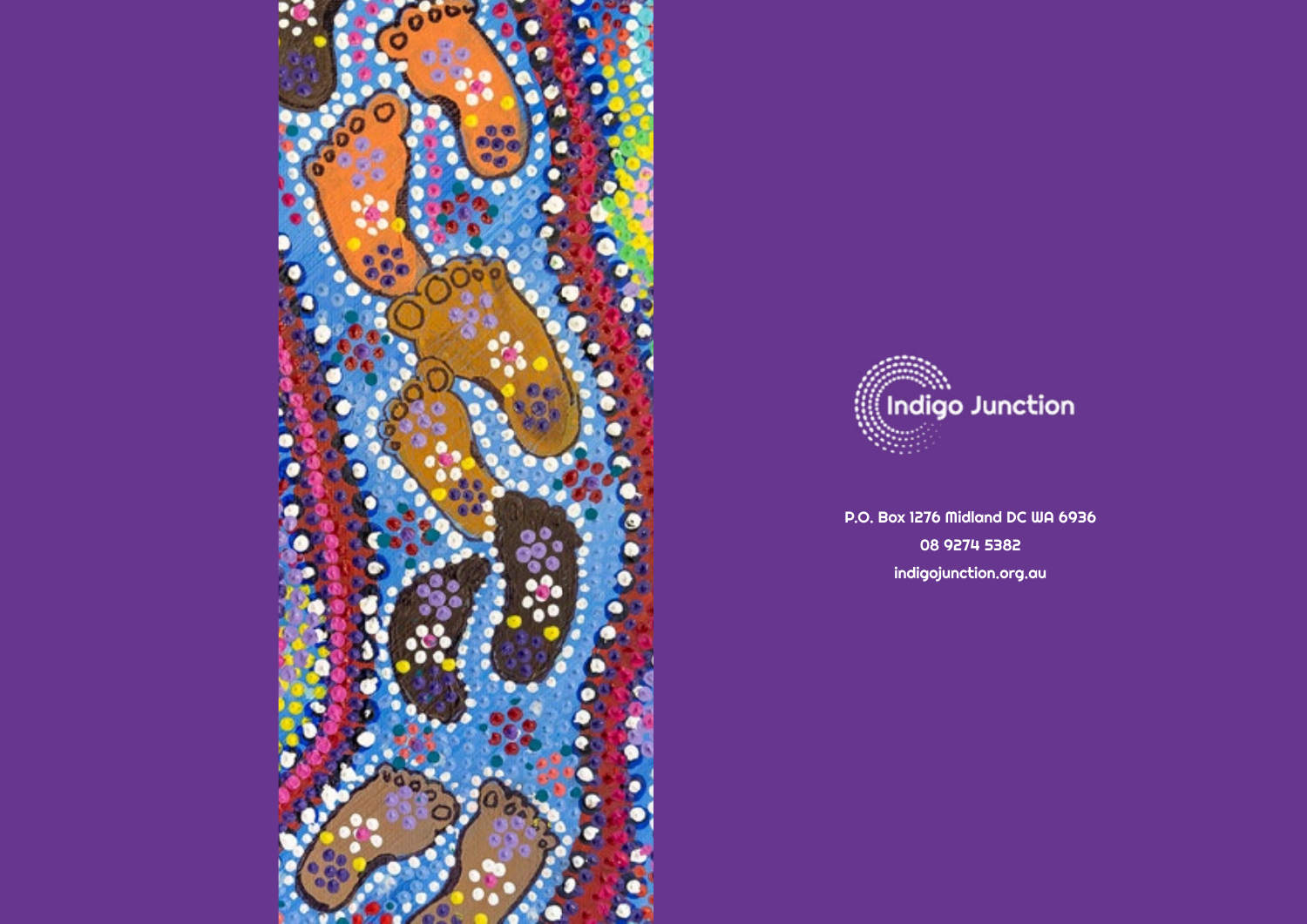Indigo Junction

P.O. Box 1276 Midland DC WA 6936

08 9274 5382

indigojunction.org.au